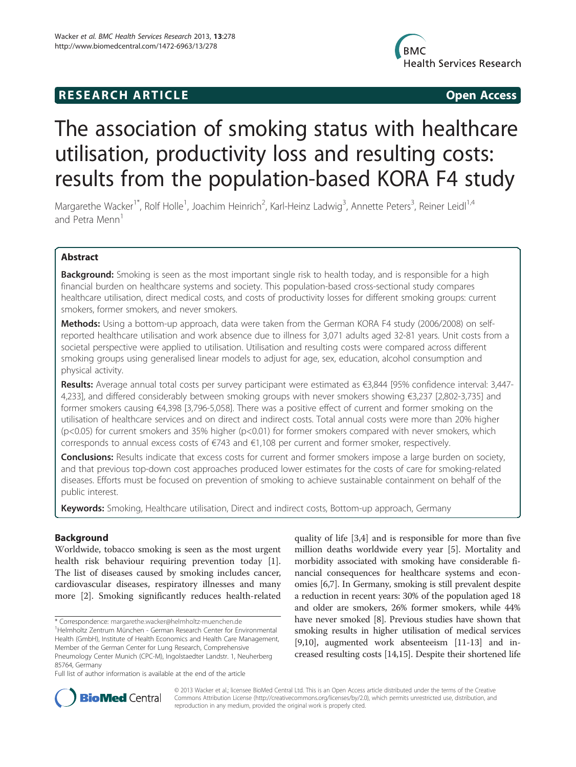**RESEARCH ARTICLE** **Open Access**

# The association of smoking status with healthcare utilisation, productivity loss and resulting costs: results from the population-based KORA F4 study

Margarethe Wacker[1*], Rolf Holle[1], Joachim Heinrich[2], Karl-Heinz Ladwig[3], Annette Peters[3], Reiner Leidl[1,4] and Petra Menn[1]

## Abstract

**Background:** Smoking is seen as the most important single risk to health today, and is responsible for a high financial burden on healthcare systems and society. This population-based cross-sectional study compares healthcare utilisation, direct medical costs, and costs of productivity losses for different smoking groups: current smokers, former smokers, and never smokers.

**Methods:** Using a bottom-up approach, data were taken from the German KORA F4 study (2006/2008) on self-reported healthcare utilisation and work absence due to illness for 3,071 adults aged 32-81 years. Unit costs from a societal perspective were applied to utilisation. Utilisation and resulting costs were compared across different smoking groups using generalised linear models to adjust for age, sex, education, alcohol consumption and physical activity.

**Results:** Average annual total costs per survey participant were estimated as €3,844 [95% confidence interval: 3,447-4,233], and differed considerably between smoking groups with never smokers showing €3,237 [2,802-3,735] and former smokers causing €4,398 [3,796-5,058]. There was a positive effect of current and former smoking on the utilisation of healthcare services and on direct and indirect costs. Total annual costs were more than 20% higher ($p<0.05$) for current smokers and 35% higher ($p<0.01$) for former smokers compared with never smokers, which corresponds to annual excess costs of €743 and €1,108 per current and former smoker, respectively.

**Conclusions:** Results indicate that excess costs for current and former smokers impose a large burden on society, and that previous top-down cost approaches produced lower estimates for the costs of care for smoking-related diseases. Efforts must be focused on prevention of smoking to achieve sustainable containment on behalf of the public interest.

**Keywords:** Smoking, Healthcare utilisation, Direct and indirect costs, Bottom-up approach, Germany

## Background

Worldwide, tobacco smoking is seen as the most urgent health risk behaviour requiring prevention today [1]. The list of diseases caused by smoking includes cancer, cardiovascular diseases, respiratory illnesses and many more [2]. Smoking significantly reduces health-related quality of life [3,4] and is responsible for more than five million deaths worldwide every year [5]. Mortality and morbidity associated with smoking have considerable financial consequences for healthcare systems and economies [6,7]. In Germany, smoking is still prevalent despite a reduction in recent years: 30% of the population aged 18 and older are smokers, 26% former smokers, while 44% have never smoked [8]. Previous studies have shown that smoking results in higher utilisation of medical services [9,10], augmented work absenteeism [11-13] and increased resulting costs [14,15]. Despite their shortened life

\* Correspondence: margarethe.wacker@helmholtz-muenchen.de
[1]Helmholtz Zentrum München - German Research Center for Environmental Health (GmbH), Institute of Health Economics and Health Care Management, Member of the German Center for Lung Research, Comprehensive Pneumology Center Munich (CPC-M), Ingolstaedter Landstr. 1, Neuherberg 85764, Germany
Full list of author information is available at the end of the article

© 2013 Wacker et al.; licensee BioMed Central Ltd. This is an Open Access article distributed under the terms of the Creative Commons Attribution License (http://creativecommons.org/licenses/by/2.0), which permits unrestricted use, distribution, and reproduction in any medium, provided the original work is properly cited.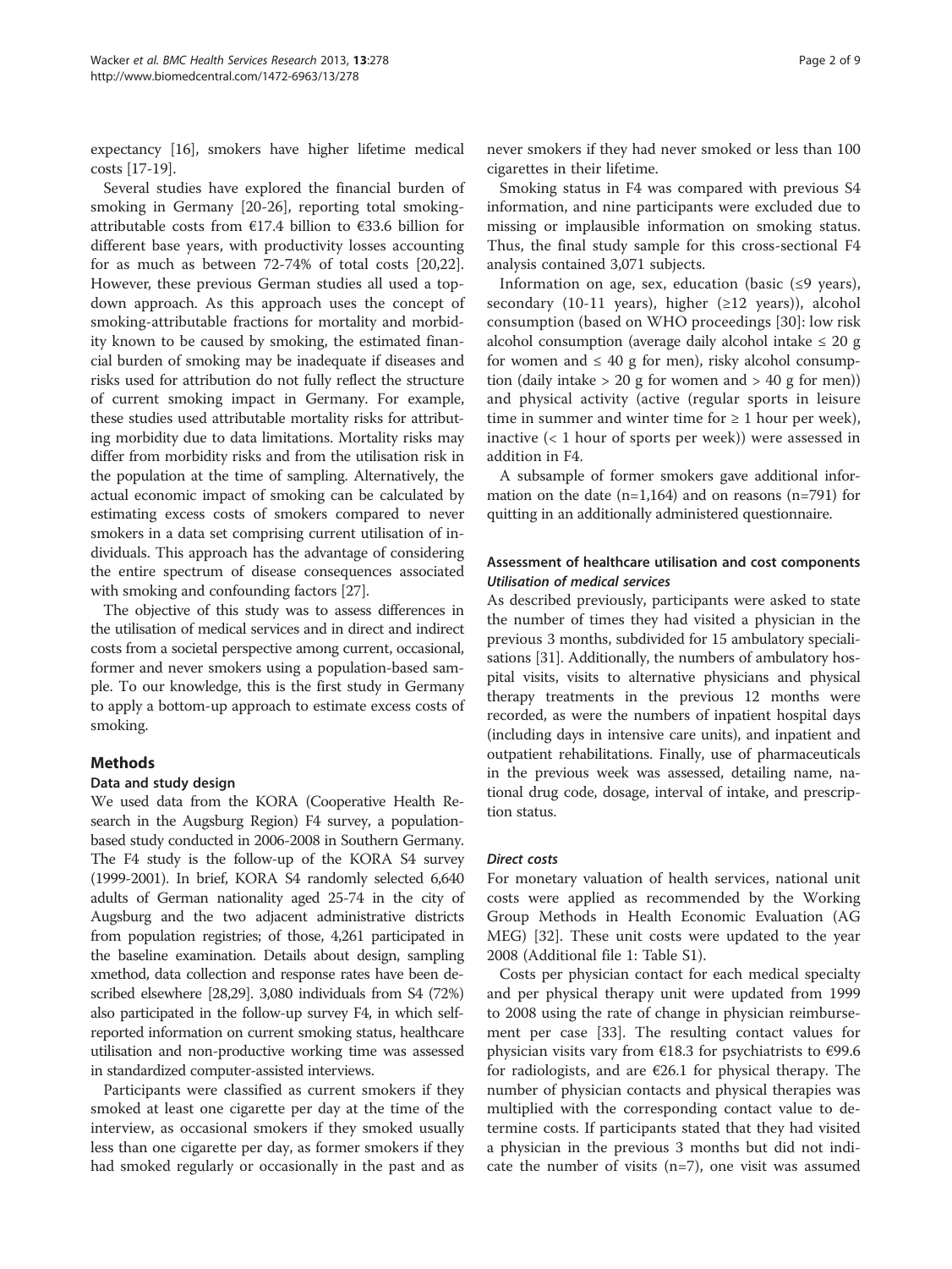expectancy [16], smokers have higher lifetime medical costs [17-19].

Several studies have explored the financial burden of smoking in Germany [20-26], reporting total smoking-attributable costs from €17.4 billion to €33.6 billion for different base years, with productivity losses accounting for as much as between 72-74% of total costs [20,22]. However, these previous German studies all used a top-down approach. As this approach uses the concept of smoking-attributable fractions for mortality and morbidity known to be caused by smoking, the estimated financial burden of smoking may be inadequate if diseases and risks used for attribution do not fully reflect the structure of current smoking impact in Germany. For example, these studies used attributable mortality risks for attributing morbidity due to data limitations. Mortality risks may differ from morbidity risks and from the utilisation risk in the population at the time of sampling. Alternatively, the actual economic impact of smoking can be calculated by estimating excess costs of smokers compared to never smokers in a data set comprising current utilisation of individuals. This approach has the advantage of considering the entire spectrum of disease consequences associated with smoking and confounding factors [27].

The objective of this study was to assess differences in the utilisation of medical services and in direct and indirect costs from a societal perspective among current, occasional, former and never smokers using a population-based sample. To our knowledge, this is the first study in Germany to apply a bottom-up approach to estimate excess costs of smoking.

## Methods

### Data and study design

We used data from the KORA (Cooperative Health Research in the Augsburg Region) F4 survey, a population-based study conducted in 2006-2008 in Southern Germany. The F4 study is the follow-up of the KORA S4 survey (1999-2001). In brief, KORA S4 randomly selected 6,640 adults of German nationality aged 25-74 in the city of Augsburg and the two adjacent administrative districts from population registries; of those, 4,261 participated in the baseline examination. Details about design, sampling xmethod, data collection and response rates have been described elsewhere [28,29]. 3,080 individuals from S4 (72%) also participated in the follow-up survey F4, in which self-reported information on current smoking status, healthcare utilisation and non-productive working time was assessed in standardized computer-assisted interviews.

Participants were classified as current smokers if they smoked at least one cigarette per day at the time of the interview, as occasional smokers if they smoked usually less than one cigarette per day, as former smokers if they had smoked regularly or occasionally in the past and as never smokers if they had never smoked or less than 100 cigarettes in their lifetime.

Smoking status in F4 was compared with previous S4 information, and nine participants were excluded due to missing or implausible information on smoking status. Thus, the final study sample for this cross-sectional F4 analysis contained 3,071 subjects.

Information on age, sex, education (basic (≤9 years), secondary (10-11 years), higher (≥12 years)), alcohol consumption (based on WHO proceedings [30]: low risk alcohol consumption (average daily alcohol intake ≤ 20 g for women and ≤ 40 g for men), risky alcohol consumption (daily intake > 20 g for women and > 40 g for men)) and physical activity (active (regular sports in leisure time in summer and winter time for ≥ 1 hour per week), inactive (< 1 hour of sports per week)) were assessed in addition in F4.

A subsample of former smokers gave additional information on the date (n=1,164) and on reasons (n=791) for quitting in an additionally administered questionnaire.

### Assessment of healthcare utilisation and cost components

#### *Utilisation of medical services*

As described previously, participants were asked to state the number of times they had visited a physician in the previous 3 months, subdivided for 15 ambulatory specialisations [31]. Additionally, the numbers of ambulatory hospital visits, visits to alternative physicians and physical therapy treatments in the previous 12 months were recorded, as were the numbers of inpatient hospital days (including days in intensive care units), and inpatient and outpatient rehabilitations. Finally, use of pharmaceuticals in the previous week was assessed, detailing name, national drug code, dosage, interval of intake, and prescription status.

#### *Direct costs*

For monetary valuation of health services, national unit costs were applied as recommended by the Working Group Methods in Health Economic Evaluation (AG MEG) [32]. These unit costs were updated to the year 2008 (Additional file 1: Table S1).

Costs per physician contact for each medical specialty and per physical therapy unit were updated from 1999 to 2008 using the rate of change in physician reimbursement per case [33]. The resulting contact values for physician visits vary from €18.3 for psychiatrists to €99.6 for radiologists, and are €26.1 for physical therapy. The number of physician contacts and physical therapies was multiplied with the corresponding contact value to determine costs. If participants stated that they had visited a physician in the previous 3 months but did not indicate the number of visits (n=7), one visit was assumed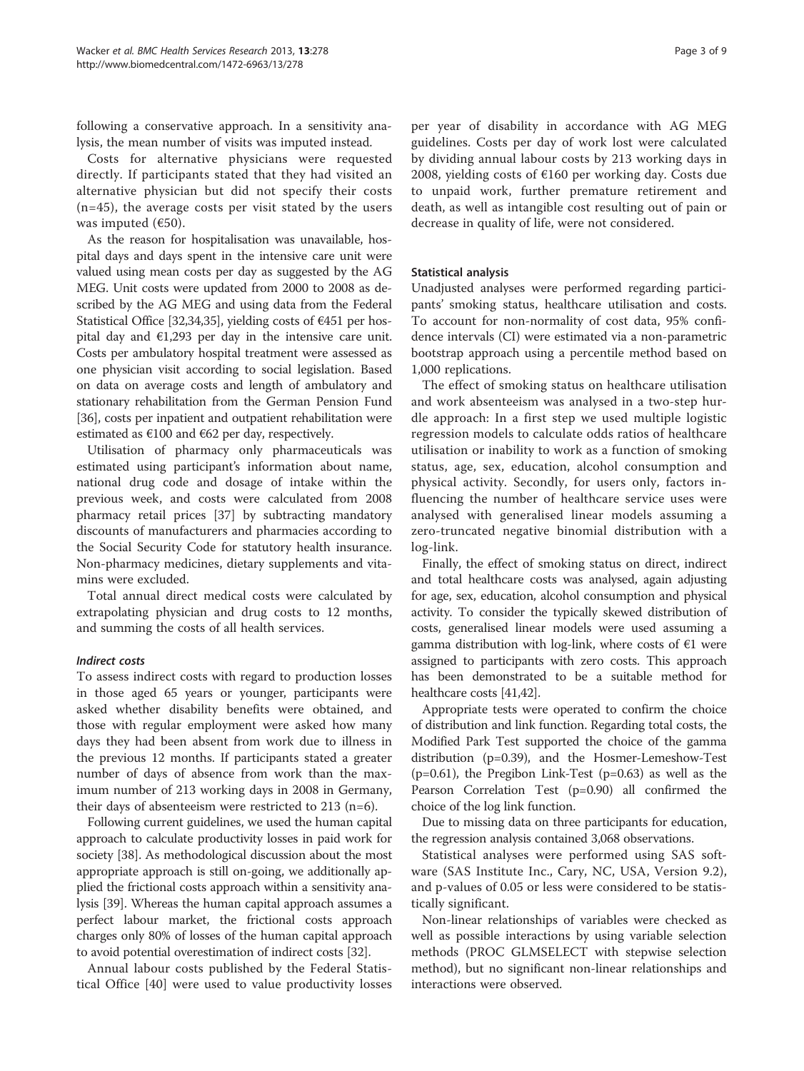following a conservative approach. In a sensitivity analysis, the mean number of visits was imputed instead.

Costs for alternative physicians were requested directly. If participants stated that they had visited an alternative physician but did not specify their costs (n=45), the average costs per visit stated by the users was imputed (€50).

As the reason for hospitalisation was unavailable, hospital days and days spent in the intensive care unit were valued using mean costs per day as suggested by the AG MEG. Unit costs were updated from 2000 to 2008 as described by the AG MEG and using data from the Federal Statistical Office [32,34,35], yielding costs of €451 per hospital day and €1,293 per day in the intensive care unit. Costs per ambulatory hospital treatment were assessed as one physician visit according to social legislation. Based on data on average costs and length of ambulatory and stationary rehabilitation from the German Pension Fund [36], costs per inpatient and outpatient rehabilitation were estimated as €100 and €62 per day, respectively.

Utilisation of pharmacy only pharmaceuticals was estimated using participant's information about name, national drug code and dosage of intake within the previous week, and costs were calculated from 2008 pharmacy retail prices [37] by subtracting mandatory discounts of manufacturers and pharmacies according to the Social Security Code for statutory health insurance. Non-pharmacy medicines, dietary supplements and vitamins were excluded.

Total annual direct medical costs were calculated by extrapolating physician and drug costs to 12 months, and summing the costs of all health services.

#### *Indirect costs*

To assess indirect costs with regard to production losses in those aged 65 years or younger, participants were asked whether disability benefits were obtained, and those with regular employment were asked how many days they had been absent from work due to illness in the previous 12 months. If participants stated a greater number of days of absence from work than the maximum number of 213 working days in 2008 in Germany, their days of absenteeism were restricted to 213 (n=6).

Following current guidelines, we used the human capital approach to calculate productivity losses in paid work for society [38]. As methodological discussion about the most appropriate approach is still on-going, we additionally applied the frictional costs approach within a sensitivity analysis [39]. Whereas the human capital approach assumes a perfect labour market, the frictional costs approach charges only 80% of losses of the human capital approach to avoid potential overestimation of indirect costs [32].

Annual labour costs published by the Federal Statistical Office [40] were used to value productivity losses per year of disability in accordance with AG MEG guidelines. Costs per day of work lost were calculated by dividing annual labour costs by 213 working days in 2008, yielding costs of €160 per working day. Costs due to unpaid work, further premature retirement and death, as well as intangible cost resulting out of pain or decrease in quality of life, were not considered.

### Statistical analysis

Unadjusted analyses were performed regarding participants' smoking status, healthcare utilisation and costs. To account for non-normality of cost data, 95% confidence intervals (CI) were estimated via a non-parametric bootstrap approach using a percentile method based on 1,000 replications.

The effect of smoking status on healthcare utilisation and work absenteeism was analysed in a two-step hurdle approach: In a first step we used multiple logistic regression models to calculate odds ratios of healthcare utilisation or inability to work as a function of smoking status, age, sex, education, alcohol consumption and physical activity. Secondly, for users only, factors influencing the number of healthcare service uses were analysed with generalised linear models assuming a zero-truncated negative binomial distribution with a log-link.

Finally, the effect of smoking status on direct, indirect and total healthcare costs was analysed, again adjusting for age, sex, education, alcohol consumption and physical activity. To consider the typically skewed distribution of costs, generalised linear models were used assuming a gamma distribution with log-link, where costs of €1 were assigned to participants with zero costs. This approach has been demonstrated to be a suitable method for healthcare costs [41,42].

Appropriate tests were operated to confirm the choice of distribution and link function. Regarding total costs, the Modified Park Test supported the choice of the gamma distribution ($p=0.39$), and the Hosmer-Lemeshow-Test ($p=0.61$), the Pregibon Link-Test ($p=0.63$) as well as the Pearson Correlation Test ($p=0.90$) all confirmed the choice of the log link function.

Due to missing data on three participants for education, the regression analysis contained 3,068 observations.

Statistical analyses were performed using SAS software (SAS Institute Inc., Cary, NC, USA, Version 9.2), and p-values of 0.05 or less were considered to be statistically significant.

Non-linear relationships of variables were checked as well as possible interactions by using variable selection methods (PROC GLMSELECT with stepwise selection method), but no significant non-linear relationships and interactions were observed.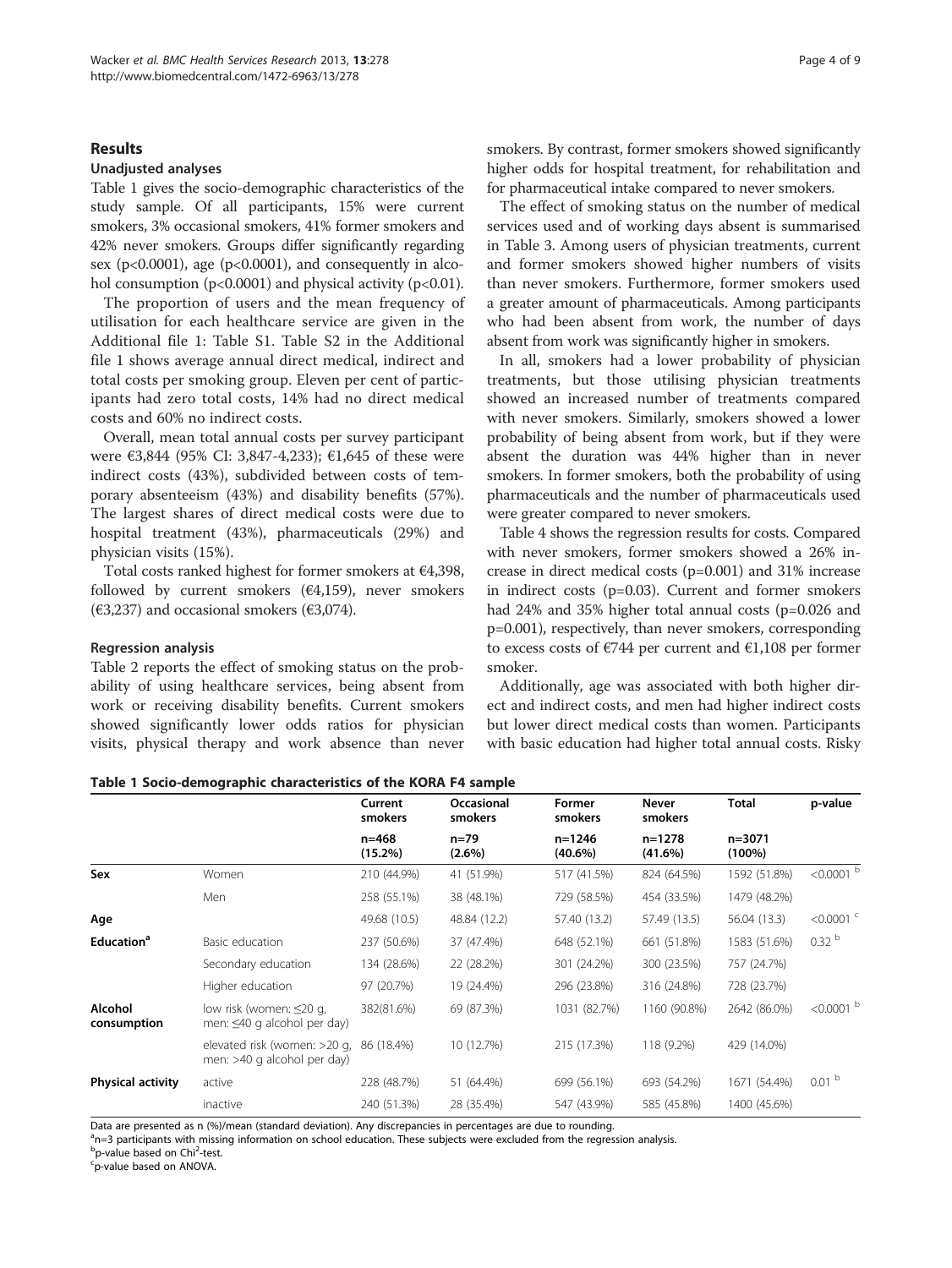## Results

### Unadjusted analyses

Table 1 gives the socio-demographic characteristics of the study sample. Of all participants, 15% were current smokers, 3% occasional smokers, 41% former smokers and 42% never smokers. Groups differ significantly regarding sex ($p<0.0001$), age ($p<0.0001$), and consequently in alcohol consumption ($p<0.0001$) and physical activity ($p<0.01$).

The proportion of users and the mean frequency of utilisation for each healthcare service are given in the Additional file 1: Table S1. Table S2 in the Additional file 1 shows average annual direct medical, indirect and total costs per smoking group. Eleven per cent of participants had zero total costs, 14% had no direct medical costs and 60% no indirect costs.

Overall, mean total annual costs per survey participant were €3,844 (95% CI: 3,847-4,233); €1,645 of these were indirect costs (43%), subdivided between costs of temporary absenteeism (43%) and disability benefits (57%). The largest shares of direct medical costs were due to hospital treatment (43%), pharmaceuticals (29%) and physician visits (15%).

Total costs ranked highest for former smokers at €4,398, followed by current smokers (€4,159), never smokers (€3,237) and occasional smokers (€3,074).

### Regression analysis

Table 2 reports the effect of smoking status on the probability of using healthcare services, being absent from work or receiving disability benefits. Current smokers showed significantly lower odds ratios for physician visits, physical therapy and work absence than never smokers. By contrast, former smokers showed significantly higher odds for hospital treatment, for rehabilitation and for pharmaceutical intake compared to never smokers.

The effect of smoking status on the number of medical services used and of working days absent is summarised in Table 3. Among users of physician treatments, current and former smokers showed higher numbers of visits than never smokers. Furthermore, former smokers used a greater amount of pharmaceuticals. Among participants who had been absent from work, the number of days absent from work was significantly higher in smokers.

In all, smokers had a lower probability of physician treatments, but those utilising physician treatments showed an increased number of treatments compared with never smokers. Similarly, smokers showed a lower probability of being absent from work, but if they were absent the duration was 44% higher than in never smokers. In former smokers, both the probability of using pharmaceuticals and the number of pharmaceuticals used were greater compared to never smokers.

Table 4 shows the regression results for costs. Compared with never smokers, former smokers showed a 26% increase in direct medical costs ($p=0.001$) and 31% increase in indirect costs ($p=0.03$). Current and former smokers had 24% and 35% higher total annual costs ($p=0.026$ and $p=0.001$), respectively, than never smokers, corresponding to excess costs of €744 per current and €1,108 per former smoker.

Additionally, age was associated with both higher direct and indirect costs, and men had higher indirect costs but lower direct medical costs than women. Participants with basic education had higher total annual costs. Risky

**Table 1 Socio-demographic characteristics of the KORA F4 sample**

| | | Current smokers | Occasional smokers | Former smokers | Never smokers | Total | p-value |
|---|---|---|---|---|---|---|---|
| | | n=468 (15.2%) | n=79 (2.6%) | n=1246 (40.6%) | n=1278 (41.6%) | n=3071 (100%) | |
| **Sex** | Women | 210 (44.9%) | 41 (51.9%) | 517 (41.5%) | 824 (64.5%) | 1592 (51.8%) | <0.0001 [b] |
| | Men | 258 (55.1%) | 38 (48.1%) | 729 (58.5%) | 454 (33.5%) | 1479 (48.2%) | |
| **Age** | | 49.68 (10.5) | 48.84 (12.2) | 57.40 (13.2) | 57.49 (13.5) | 56.04 (13.3) | <0.0001 [c] |
| **Education[a]** | Basic education | 237 (50.6%) | 37 (47.4%) | 648 (52.1%) | 661 (51.8%) | 1583 (51.6%) | 0.32 [b] |
| | Secondary education | 134 (28.6%) | 22 (28.2%) | 301 (24.2%) | 300 (23.5%) | 757 (24.7%) | |
| | Higher education | 97 (20.7%) | 19 (24.4%) | 296 (23.8%) | 316 (24.8%) | 728 (23.7%) | |
| **Alcohol consumption** | low risk (women: ≤20 g, men: ≤40 g alcohol per day) | 382(81.6%) | 69 (87.3%) | 1031 (82.7%) | 1160 (90.8%) | 2642 (86.0%) | <0.0001 [b] |
| | elevated risk (women: >20 g, men: >40 g alcohol per day) | 86 (18.4%) | 10 (12.7%) | 215 (17.3%) | 118 (9.2%) | 429 (14.0%) | |
| **Physical activity** | active | 228 (48.7%) | 51 (64.4%) | 699 (56.1%) | 693 (54.2%) | 1671 (54.4%) | 0.01 [b] |
| | inactive | 240 (51.3%) | 28 (35.4%) | 547 (43.9%) | 585 (45.8%) | 1400 (45.6%) | |

Data are presented as n (%)/mean (standard deviation). Any discrepancies in percentages are due to rounding.
[a]n=3 participants with missing information on school education. These subjects were excluded from the regression analysis.
[b]p-value based on $Chi^2$-test.
[c]p-value based on ANOVA.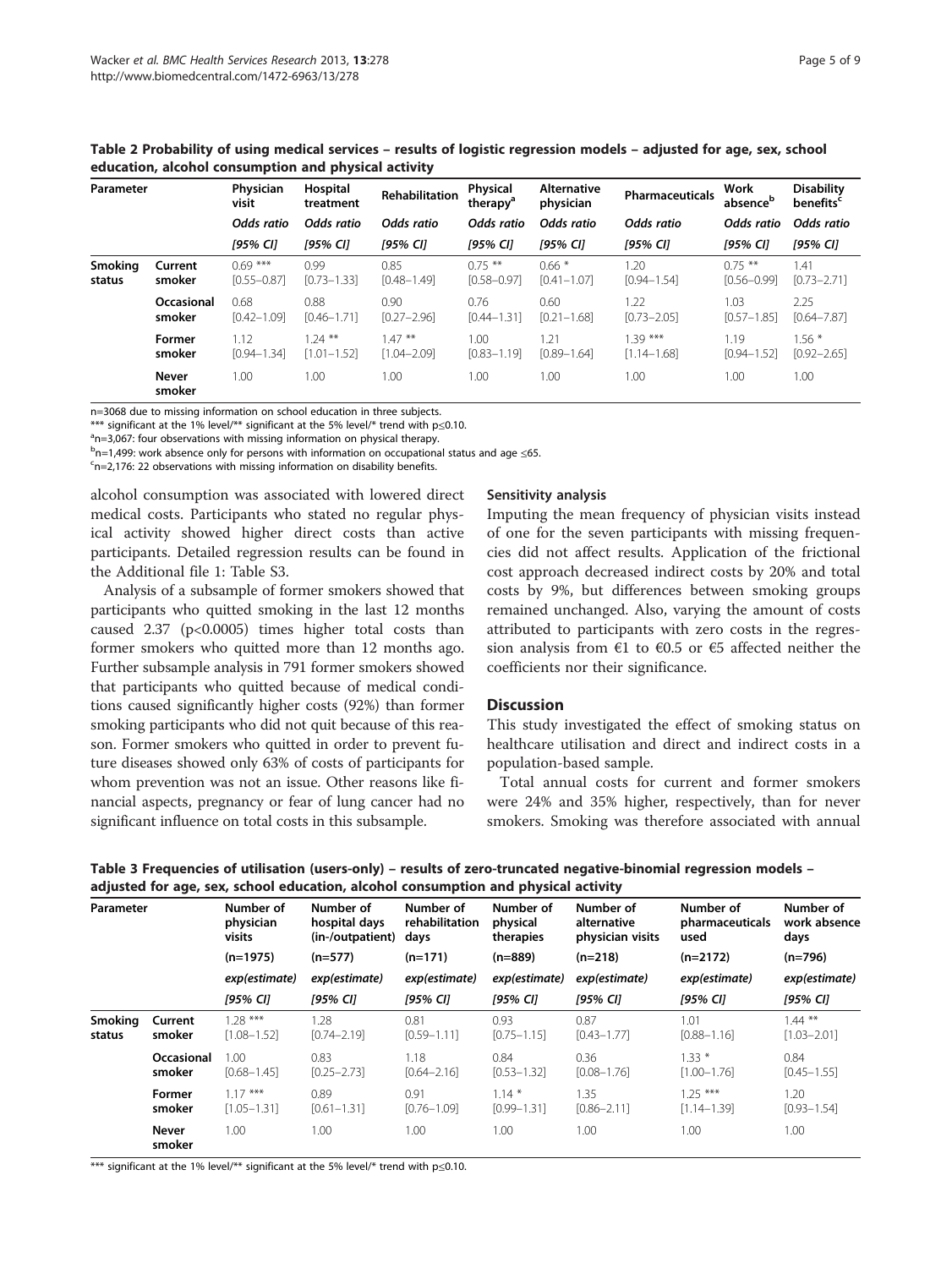**Table 2 Probability of using medical services – results of logistic regression models – adjusted for age, sex, school education, alcohol consumption and physical activity**

| Parameter | | Physician visit | Hospital treatment | Rehabilitation | Physical therapy[a] | Alternative physician | Pharmaceuticals | Work absence[b] | Disability benefits[c] |
|---|---|---|---|---|---|---|---|---|---|
| | | *Odds ratio* | *Odds ratio* | *Odds ratio* | *Odds ratio* | *Odds ratio* | *Odds ratio* | *Odds ratio* | *Odds ratio* |
| | | *[95% CI]* | *[95% CI]* | *[95% CI]* | *[95% CI]* | *[95% CI]* | *[95% CI]* | *[95% CI]* | *[95% CI]* |
| **Smoking status** | **Current smoker** | 0.69 *** [0.55–0.87] | 0.99 [0.73–1.33] | 0.85 [0.48–1.49] | 0.75 ** [0.58–0.97] | 0.66 * [0.41–1.07] | 1.20 [0.94–1.54] | 0.75 ** [0.56–0.99] | 1.41 [0.73–2.71] |
| | **Occasional smoker** | 0.68 [0.42–1.09] | 0.88 [0.46–1.71] | 0.90 [0.27–2.96] | 0.76 [0.44–1.31] | 0.60 [0.21–1.68] | 1.22 [0.73–2.05] | 1.03 [0.57–1.85] | 2.25 [0.64–7.87] |
| | **Former smoker** | 1.12 [0.94–1.34] | 1.24 ** [1.01–1.52] | 1.47 ** [1.04–2.09] | 1.00 [0.83–1.19] | 1.21 [0.89–1.64] | 1.39 *** [1.14–1.68] | 1.19 [0.94–1.52] | 1.56 * [0.92–2.65] |
| | **Never smoker** | 1.00 | 1.00 | 1.00 | 1.00 | 1.00 | 1.00 | 1.00 | 1.00 |

n=3068 due to missing information on school education in three subjects.
*** significant at the 1% level/** significant at the 5% level/* trend with p≤0.10.
[a]n=3,067: four observations with missing information on physical therapy.
[b]n=1,499: work absence only for persons with information on occupational status and age ≤65.
[c]n=2,176: 22 observations with missing information on disability benefits.

alcohol consumption was associated with lowered direct medical costs. Participants who stated no regular physical activity showed higher direct costs than active participants. Detailed regression results can be found in the Additional file 1: Table S3.

Analysis of a subsample of former smokers showed that participants who quitted smoking in the last 12 months caused 2.37 (p<0.0005) times higher total costs than former smokers who quitted more than 12 months ago. Further subsample analysis in 791 former smokers showed that participants who quitted because of medical conditions caused significantly higher costs (92%) than former smoking participants who did not quit because of this reason. Former smokers who quitted in order to prevent future diseases showed only 63% of costs of participants for whom prevention was not an issue. Other reasons like financial aspects, pregnancy or fear of lung cancer had no significant influence on total costs in this subsample.

### Sensitivity analysis

Imputing the mean frequency of physician visits instead of one for the seven participants with missing frequencies did not affect results. Application of the frictional cost approach decreased indirect costs by 20% and total costs by 9%, but differences between smoking groups remained unchanged. Also, varying the amount of costs attributed to participants with zero costs in the regression analysis from €1 to €0.5 or €5 affected neither the coefficients nor their significance.

## Discussion

This study investigated the effect of smoking status on healthcare utilisation and direct and indirect costs in a population-based sample.

Total annual costs for current and former smokers were 24% and 35% higher, respectively, than for never smokers. Smoking was therefore associated with annual

**Table 3 Frequencies of utilisation (users-only) – results of zero-truncated negative-binomial regression models – adjusted for age, sex, school education, alcohol consumption and physical activity**

| Parameter | | Number of physician visits | Number of hospital days (in-/outpatient) | Number of rehabilitation days | Number of physical therapies | Number of alternative physician visits | Number of pharmaceuticals used | Number of work absence days |
|---|---|---|---|---|---|---|---|---|
| | | (n=1975) | (n=577) | (n=171) | (n=889) | (n=218) | (n=2172) | (n=796) |
| | | *exp(estimate)* | *exp(estimate)* | *exp(estimate)* | *exp(estimate)* | *exp(estimate)* | *exp(estimate)* | *exp(estimate)* |
| | | *[95% CI]* | *[95% CI]* | *[95% CI]* | *[95% CI]* | *[95% CI]* | *[95% CI]* | *[95% CI]* |
| **Smoking status** | **Current smoker** | 1.28 *** [1.08–1.52] | 1.28 [0.74–2.19] | 0.81 [0.59–1.11] | 0.93 [0.75–1.15] | 0.87 [0.43–1.77] | 1.01 [0.88–1.16] | 1.44 ** [1.03–2.01] |
| | **Occasional smoker** | 1.00 [0.68–1.45] | 0.83 [0.25–2.73] | 1.18 [0.64–2.16] | 0.84 [0.53–1.32] | 0.36 [0.08–1.76] | 1.33 * [1.00–1.76] | 0.84 [0.45–1.55] |
| | **Former smoker** | 1.17 *** [1.05–1.31] | 0.89 [0.61–1.31] | 0.91 [0.76–1.09] | 1.14 * [0.99–1.31] | 1.35 [0.86–2.11] | 1.25 *** [1.14–1.39] | 1.20 [0.93–1.54] |
| | **Never smoker** | 1.00 | 1.00 | 1.00 | 1.00 | 1.00 | 1.00 | 1.00 |

*** significant at the 1% level/** significant at the 5% level/* trend with p≤0.10.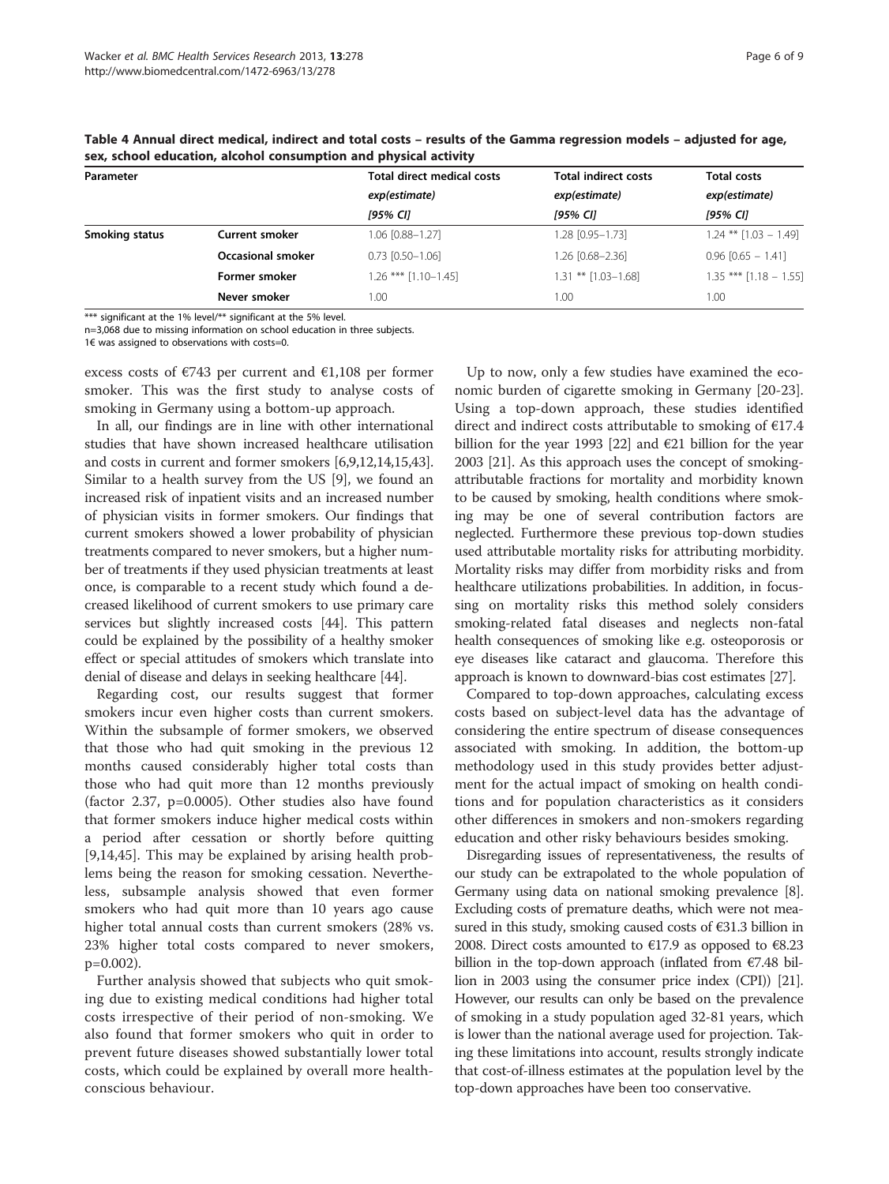**Table 4 Annual direct medical, indirect and total costs – results of the Gamma regression models – adjusted for age, sex, school education, alcohol consumption and physical activity**

| Parameter | | Total direct medical costs *exp(estimate)* *[95% CI]* | Total indirect costs *exp(estimate)* *[95% CI]* | Total costs *exp(estimate)* *[95% CI]* |
|---|---|---|---|---|
| **Smoking status** | **Current smoker** | 1.06 [0.88–1.27] | 1.28 [0.95–1.73] | 1.24 ** [1.03 – 1.49] |
| | **Occasional smoker** | 0.73 [0.50–1.06] | 1.26 [0.68–2.36] | 0.96 [0.65 – 1.41] |
| | **Former smoker** | 1.26 *** [1.10–1.45] | 1.31 ** [1.03–1.68] | 1.35 *** [1.18 – 1.55] |
| | **Never smoker** | 1.00 | 1.00 | 1.00 |

*** significant at the 1% level/** significant at the 5% level.
n=3,068 due to missing information on school education in three subjects.
1€ was assigned to observations with costs=0.

excess costs of €743 per current and €1,108 per former smoker. This was the first study to analyse costs of smoking in Germany using a bottom-up approach.

In all, our findings are in line with other international studies that have shown increased healthcare utilisation and costs in current and former smokers [6,9,12,14,15,43]. Similar to a health survey from the US [9], we found an increased risk of inpatient visits and an increased number of physician visits in former smokers. Our findings that current smokers showed a lower probability of physician treatments compared to never smokers, but a higher number of treatments if they used physician treatments at least once, is comparable to a recent study which found a decreased likelihood of current smokers to use primary care services but slightly increased costs [44]. This pattern could be explained by the possibility of a healthy smoker effect or special attitudes of smokers which translate into denial of disease and delays in seeking healthcare [44].

Regarding cost, our results suggest that former smokers incur even higher costs than current smokers. Within the subsample of former smokers, we observed that those who had quit smoking in the previous 12 months caused considerably higher total costs than those who had quit more than 12 months previously (factor 2.37, p=0.0005). Other studies also have found that former smokers induce higher medical costs within a period after cessation or shortly before quitting [9,14,45]. This may be explained by arising health problems being the reason for smoking cessation. Nevertheless, subsample analysis showed that even former smokers who had quit more than 10 years ago cause higher total annual costs than current smokers (28% vs. 23% higher total costs compared to never smokers, p=0.002).

Further analysis showed that subjects who quit smoking due to existing medical conditions had higher total costs irrespective of their period of non-smoking. We also found that former smokers who quit in order to prevent future diseases showed substantially lower total costs, which could be explained by overall more health-conscious behaviour.

Up to now, only a few studies have examined the economic burden of cigarette smoking in Germany [20-23]. Using a top-down approach, these studies identified direct and indirect costs attributable to smoking of €17.4 billion for the year 1993 [22] and €21 billion for the year 2003 [21]. As this approach uses the concept of smoking-attributable fractions for mortality and morbidity known to be caused by smoking, health conditions where smoking may be one of several contribution factors are neglected. Furthermore these previous top-down studies used attributable mortality risks for attributing morbidity. Mortality risks may differ from morbidity risks and from healthcare utilizations probabilities. In addition, in focussing on mortality risks this method solely considers smoking-related fatal diseases and neglects non-fatal health consequences of smoking like e.g. osteoporosis or eye diseases like cataract and glaucoma. Therefore this approach is known to downward-bias cost estimates [27].

Compared to top-down approaches, calculating excess costs based on subject-level data has the advantage of considering the entire spectrum of disease consequences associated with smoking. In addition, the bottom-up methodology used in this study provides better adjustment for the actual impact of smoking on health conditions and for population characteristics as it considers other differences in smokers and non-smokers regarding education and other risky behaviours besides smoking.

Disregarding issues of representativeness, the results of our study can be extrapolated to the whole population of Germany using data on national smoking prevalence [8]. Excluding costs of premature deaths, which were not measured in this study, smoking caused costs of €31.3 billion in 2008. Direct costs amounted to €17.9 as opposed to €8.23 billion in the top-down approach (inflated from €7.48 billion in 2003 using the consumer price index (CPI)) [21]. However, our results can only be based on the prevalence of smoking in a study population aged 32-81 years, which is lower than the national average used for projection. Taking these limitations into account, results strongly indicate that cost-of-illness estimates at the population level by the top-down approaches have been too conservative.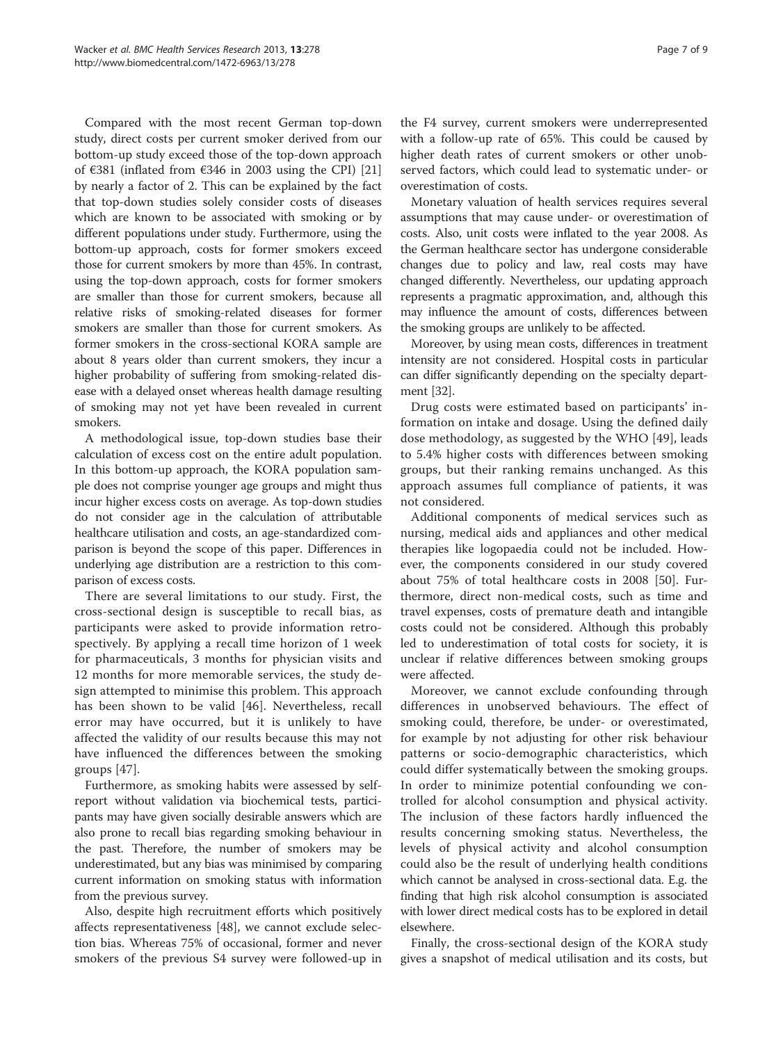Compared with the most recent German top-down study, direct costs per current smoker derived from our bottom-up study exceed those of the top-down approach of €381 (inflated from €346 in 2003 using the CPI) [21] by nearly a factor of 2. This can be explained by the fact that top-down studies solely consider costs of diseases which are known to be associated with smoking or by different populations under study. Furthermore, using the bottom-up approach, costs for former smokers exceed those for current smokers by more than 45%. In contrast, using the top-down approach, costs for former smokers are smaller than those for current smokers, because all relative risks of smoking-related diseases for former smokers are smaller than those for current smokers. As former smokers in the cross-sectional KORA sample are about 8 years older than current smokers, they incur a higher probability of suffering from smoking-related disease with a delayed onset whereas health damage resulting of smoking may not yet have been revealed in current smokers.

A methodological issue, top-down studies base their calculation of excess cost on the entire adult population. In this bottom-up approach, the KORA population sample does not comprise younger age groups and might thus incur higher excess costs on average. As top-down studies do not consider age in the calculation of attributable healthcare utilisation and costs, an age-standardized comparison is beyond the scope of this paper. Differences in underlying age distribution are a restriction to this comparison of excess costs.

There are several limitations to our study. First, the cross-sectional design is susceptible to recall bias, as participants were asked to provide information retrospectively. By applying a recall time horizon of 1 week for pharmaceuticals, 3 months for physician visits and 12 months for more memorable services, the study design attempted to minimise this problem. This approach has been shown to be valid [46]. Nevertheless, recall error may have occurred, but it is unlikely to have affected the validity of our results because this may not have influenced the differences between the smoking groups [47].

Furthermore, as smoking habits were assessed by self-report without validation via biochemical tests, participants may have given socially desirable answers which are also prone to recall bias regarding smoking behaviour in the past. Therefore, the number of smokers may be underestimated, but any bias was minimised by comparing current information on smoking status with information from the previous survey.

Also, despite high recruitment efforts which positively affects representativeness [48], we cannot exclude selection bias. Whereas 75% of occasional, former and never smokers of the previous S4 survey were followed-up in the F4 survey, current smokers were underrepresented with a follow-up rate of 65%. This could be caused by higher death rates of current smokers or other unobserved factors, which could lead to systematic under- or overestimation of costs.

Monetary valuation of health services requires several assumptions that may cause under- or overestimation of costs. Also, unit costs were inflated to the year 2008. As the German healthcare sector has undergone considerable changes due to policy and law, real costs may have changed differently. Nevertheless, our updating approach represents a pragmatic approximation, and, although this may influence the amount of costs, differences between the smoking groups are unlikely to be affected.

Moreover, by using mean costs, differences in treatment intensity are not considered. Hospital costs in particular can differ significantly depending on the specialty department [32].

Drug costs were estimated based on participants' information on intake and dosage. Using the defined daily dose methodology, as suggested by the WHO [49], leads to 5.4% higher costs with differences between smoking groups, but their ranking remains unchanged. As this approach assumes full compliance of patients, it was not considered.

Additional components of medical services such as nursing, medical aids and appliances and other medical therapies like logopaedia could not be included. However, the components considered in our study covered about 75% of total healthcare costs in 2008 [50]. Furthermore, direct non-medical costs, such as time and travel expenses, costs of premature death and intangible costs could not be considered. Although this probably led to underestimation of total costs for society, it is unclear if relative differences between smoking groups were affected.

Moreover, we cannot exclude confounding through differences in unobserved behaviours. The effect of smoking could, therefore, be under- or overestimated, for example by not adjusting for other risk behaviour patterns or socio-demographic characteristics, which could differ systematically between the smoking groups. In order to minimize potential confounding we controlled for alcohol consumption and physical activity. The inclusion of these factors hardly influenced the results concerning smoking status. Nevertheless, the levels of physical activity and alcohol consumption could also be the result of underlying health conditions which cannot be analysed in cross-sectional data. E.g. the finding that high risk alcohol consumption is associated with lower direct medical costs has to be explored in detail elsewhere.

Finally, the cross-sectional design of the KORA study gives a snapshot of medical utilisation and its costs, but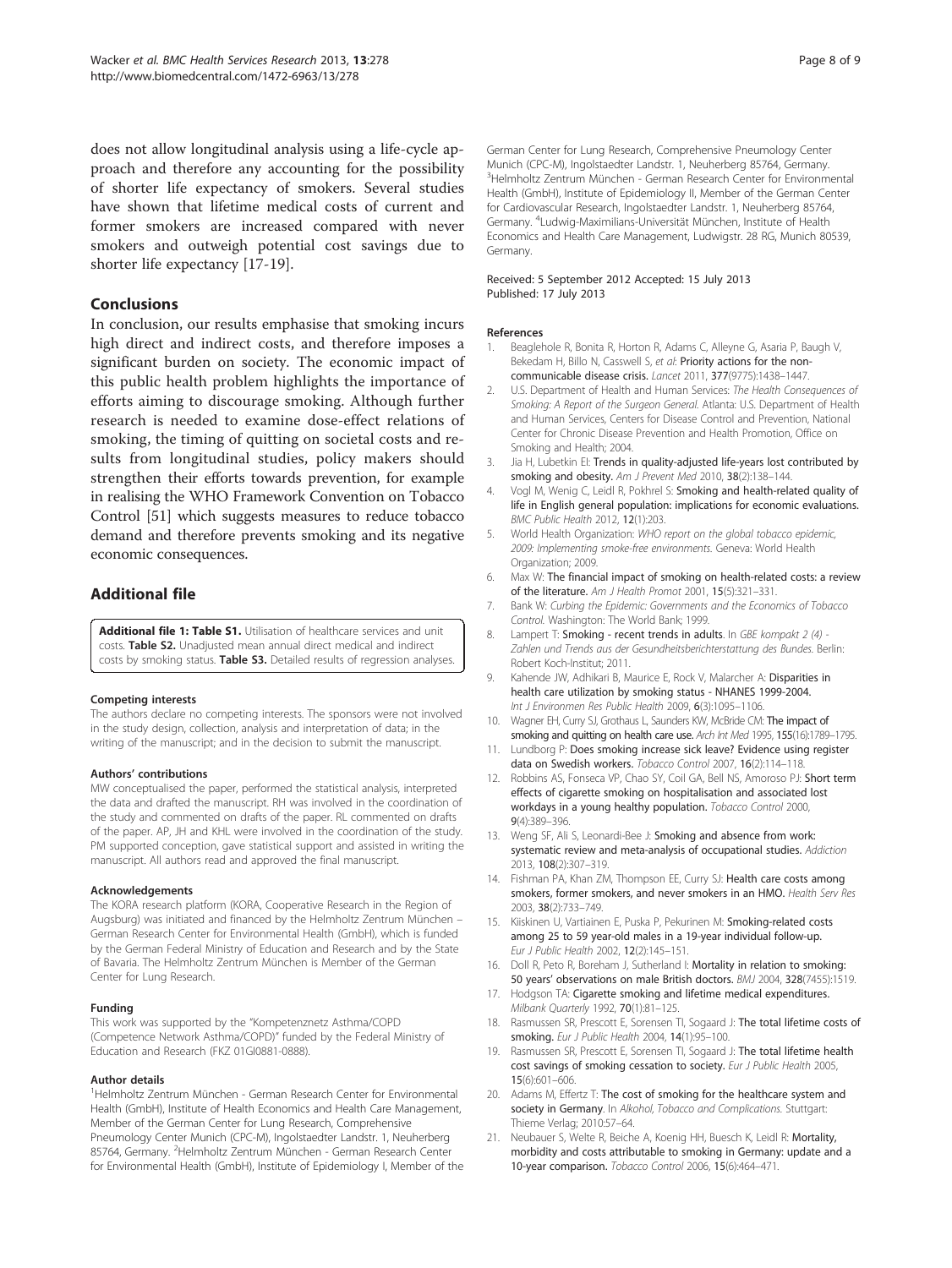does not allow longitudinal analysis using a life-cycle approach and therefore any accounting for the possibility of shorter life expectancy of smokers. Several studies have shown that lifetime medical costs of current and former smokers are increased compared with never smokers and outweigh potential cost savings due to shorter life expectancy [17-19].

## Conclusions

In conclusion, our results emphasise that smoking incurs high direct and indirect costs, and therefore imposes a significant burden on society. The economic impact of this public health problem highlights the importance of efforts aiming to discourage smoking. Although further research is needed to examine dose-effect relations of smoking, the timing of quitting on societal costs and results from longitudinal studies, policy makers should strengthen their efforts towards prevention, for example in realising the WHO Framework Convention on Tobacco Control [51] which suggests measures to reduce tobacco demand and therefore prevents smoking and its negative economic consequences.

## Additional file

**Additional file 1: Table S1.** Utilisation of healthcare services and unit costs. **Table S2.** Unadjusted mean annual direct medical and indirect costs by smoking status. **Table S3.** Detailed results of regression analyses.

#### Competing interests

The authors declare no competing interests. The sponsors were not involved in the study design, collection, analysis and interpretation of data; in the writing of the manuscript; and in the decision to submit the manuscript.

#### Authors' contributions

MW conceptualised the paper, performed the statistical analysis, interpreted the data and drafted the manuscript. RH was involved in the coordination of the study and commented on drafts of the paper. RL commented on drafts of the paper. AP, JH and KHL were involved in the coordination of the study. PM supported conception, gave statistical support and assisted in writing the manuscript. All authors read and approved the final manuscript.

#### Acknowledgements

The KORA research platform (KORA, Cooperative Research in the Region of Augsburg) was initiated and financed by the Helmholtz Zentrum München – German Research Center for Environmental Health (GmbH), which is funded by the German Federal Ministry of Education and Research and by the State of Bavaria. The Helmholtz Zentrum München is Member of the German Center for Lung Research.

#### Funding

This work was supported by the "Kompetenznetz Asthma/COPD (Competence Network Asthma/COPD)" funded by the Federal Ministry of Education and Research (FKZ 01GI0881-0888).

#### Author details

[1]Helmholtz Zentrum München - German Research Center for Environmental Health (GmbH), Institute of Health Economics and Health Care Management, Member of the German Center for Lung Research, Comprehensive Pneumology Center Munich (CPC-M), Ingolstaedter Landstr. 1, Neuherberg 85764, Germany. [2]Helmholtz Zentrum München - German Research Center for Environmental Health (GmbH), Institute of Epidemiology I, Member of the German Center for Lung Research, Comprehensive Pneumology Center Munich (CPC-M), Ingolstaedter Landstr. 1, Neuherberg 85764, Germany. [3]Helmholtz Zentrum München - German Research Center for Environmental Health (GmbH), Institute of Epidemiology II, Member of the German Center for Cardiovascular Research, Ingolstaedter Landstr. 1, Neuherberg 85764, Germany. [4]Ludwig-Maximilians-Universität München, Institute of Health Economics and Health Care Management, Ludwigstr. 28 RG, Munich 80539, Germany.

Received: 5 September 2012 Accepted: 15 July 2013
Published: 17 July 2013

#### References

1. Beaglehole R, Bonita R, Horton R, Adams C, Alleyne G, Asaria P, Baugh V, Bekedam H, Billo N, Casswell S, *et al*: **Priority actions for the non-communicable disease crisis.** *Lancet* 2011, **377**(9775):1438–1447.
2. U.S. Department of Health and Human Services: *The Health Consequences of Smoking: A Report of the Surgeon General.* Atlanta: U.S. Department of Health and Human Services, Centers for Disease Control and Prevention, National Center for Chronic Disease Prevention and Health Promotion, Office on Smoking and Health; 2004.
3. Jia H, Lubetkin EI: **Trends in quality-adjusted life-years lost contributed by smoking and obesity.** *Am J Prevent Med* 2010, **38**(2):138–144.
4. Vogl M, Wenig C, Leidl R, Pokhrel S: **Smoking and health-related quality of life in English general population: implications for economic evaluations.** *BMC Public Health* 2012, **12**(1):203.
5. World Health Organization: *WHO report on the global tobacco epidemic, 2009: Implementing smoke-free environments.* Geneva: World Health Organization; 2009.
6. Max W: **The financial impact of smoking on health-related costs: a review of the literature.** *Am J Health Promot* 2001, **15**(5):321–331.
7. Bank W: *Curbing the Epidemic: Governments and the Economics of Tobacco Control.* Washington: The World Bank; 1999.
8. Lampert T: **Smoking - recent trends in adults**. In *GBE kompakt 2 (4) - Zahlen und Trends aus der Gesundheitsberichterstattung des Bundes.* Berlin: Robert Koch-Institut; 2011.
9. Kahende JW, Adhikari B, Maurice E, Rock V, Malarcher A: **Disparities in health care utilization by smoking status - NHANES 1999-2004.** *Int J Environmen Res Public Health* 2009, **6**(3):1095–1106.
10. Wagner EH, Curry SJ, Grothaus L, Saunders KW, McBride CM: **The impact of smoking and quitting on health care use.** *Arch Int Med* 1995, **155**(16):1789–1795.
11. Lundborg P: **Does smoking increase sick leave? Evidence using register data on Swedish workers.** *Tobacco Control* 2007, **16**(2):114–118.
12. Robbins AS, Fonseca VP, Chao SY, Coil GA, Bell NS, Amoroso PJ: **Short term effects of cigarette smoking on hospitalisation and associated lost workdays in a young healthy population.** *Tobacco Control* 2000, **9**(4):389–396.
13. Weng SF, Ali S, Leonardi-Bee J: **Smoking and absence from work: systematic review and meta-analysis of occupational studies.** *Addiction* 2013, **108**(2):307–319.
14. Fishman PA, Khan ZM, Thompson EE, Curry SJ: **Health care costs among smokers, former smokers, and never smokers in an HMO.** *Health Serv Res* 2003, **38**(2):733–749.
15. Kiiskinen U, Vartiainen E, Puska P, Pekurinen M: **Smoking-related costs among 25 to 59 year-old males in a 19-year individual follow-up.** *Eur J Public Health* 2002, **12**(2):145–151.
16. Doll R, Peto R, Boreham J, Sutherland I: **Mortality in relation to smoking: 50 years' observations on male British doctors.** *BMJ* 2004, **328**(7455):1519.
17. Hodgson TA: **Cigarette smoking and lifetime medical expenditures.** *Milbank Quarterly* 1992, **70**(1):81–125.
18. Rasmussen SR, Prescott E, Sorensen TI, Sogaard J: **The total lifetime costs of smoking.** *Eur J Public Health* 2004, **14**(1):95–100.
19. Rasmussen SR, Prescott E, Sorensen TI, Sogaard J: **The total lifetime health cost savings of smoking cessation to society.** *Eur J Public Health* 2005, **15**(6):601–606.
20. Adams M, Effertz T: **The cost of smoking for the healthcare system and society in Germany**. In *Alkohol, Tobacco and Complications.* Stuttgart: Thieme Verlag; 2010:57–64.
21. Neubauer S, Welte R, Beiche A, Koenig HH, Buesch K, Leidl R: **Mortality, morbidity and costs attributable to smoking in Germany: update and a 10-year comparison.** *Tobacco Control* 2006, **15**(6):464–471.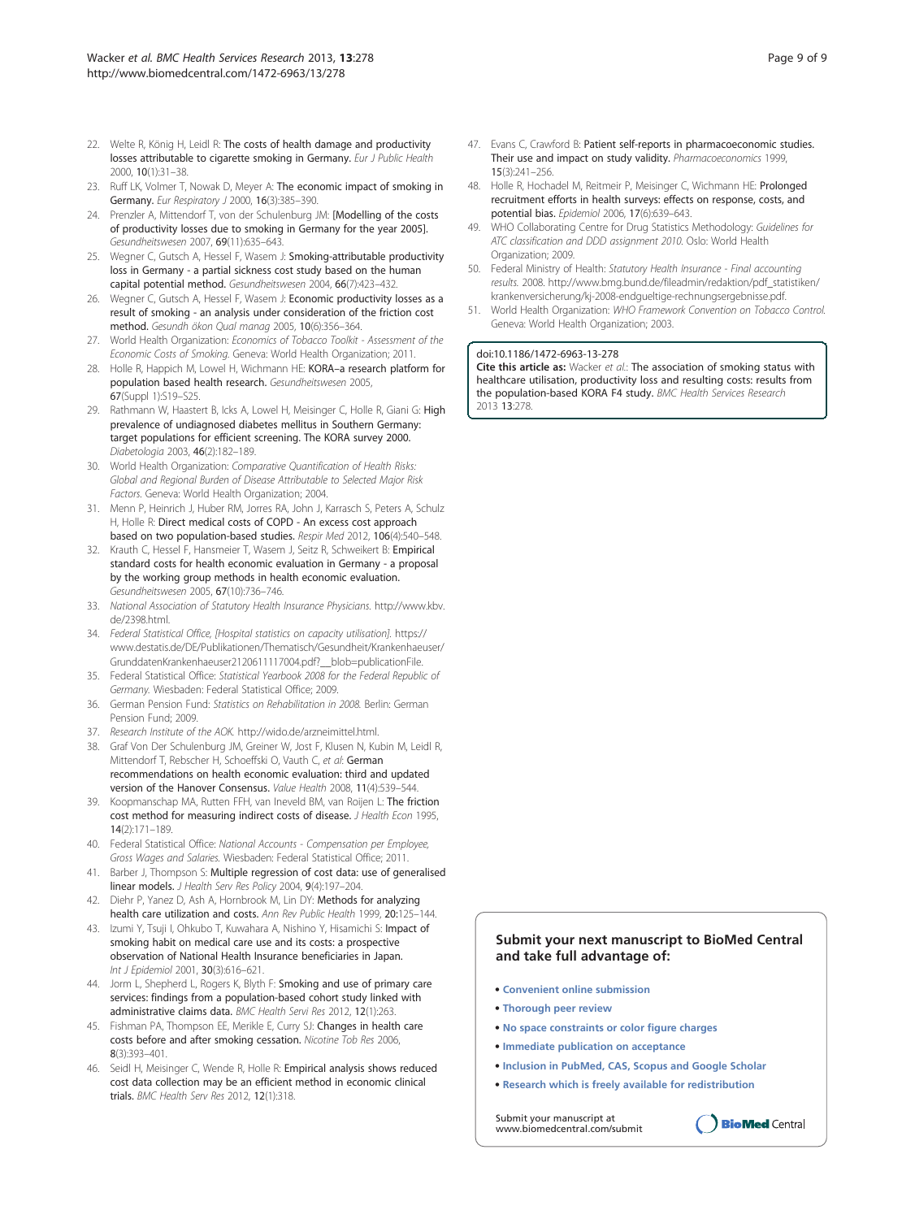22. Welte R, König H, Leidl R: **The costs of health damage and productivity losses attributable to cigarette smoking in Germany.** *Eur J Public Health* 2000, **10**(1):31–38.
23. Ruff LK, Volmer T, Nowak D, Meyer A: **The economic impact of smoking in Germany.** *Eur Respiratory J* 2000, **16**(3):385–390.
24. Prenzler A, Mittendorf T, von der Schulenburg JM: **[Modelling of the costs of productivity losses due to smoking in Germany for the year 2005].** *Gesundheitswesen* 2007, **69**(11):635–643.
25. Wegner C, Gutsch A, Hessel F, Wasem J: **Smoking-attributable productivity loss in Germany - a partial sickness cost study based on the human capital potential method.** *Gesundheitswesen* 2004, **66**(7):423–432.
26. Wegner C, Gutsch A, Hessel F, Wasem J: **Economic productivity losses as a result of smoking - an analysis under consideration of the friction cost method.** *Gesundh ökon Qual manag* 2005, **10**(6):356–364.
27. World Health Organization: *Economics of Tobacco Toolkit - Assessment of the Economic Costs of Smoking.* Geneva: World Health Organization; 2011.
28. Holle R, Happich M, Lowel H, Wichmann HE: **KORA–a research platform for population based health research.** *Gesundheitswesen* 2005, **67**(Suppl 1):S19–S25.
29. Rathmann W, Haastert B, Icks A, Lowel H, Meisinger C, Holle R, Giani G: **High prevalence of undiagnosed diabetes mellitus in Southern Germany: target populations for efficient screening. The KORA survey 2000.** *Diabetologia* 2003, **46**(2):182–189.
30. World Health Organization: *Comparative Quantification of Health Risks: Global and Regional Burden of Disease Attributable to Selected Major Risk Factors.* Geneva: World Health Organization; 2004.
31. Menn P, Heinrich J, Huber RM, Jorres RA, John J, Karrasch S, Peters A, Schulz H, Holle R: **Direct medical costs of COPD - An excess cost approach based on two population-based studies.** *Respir Med* 2012, **106**(4):540–548.
32. Krauth C, Hessel F, Hansmeier T, Wasem J, Seitz R, Schweikert B: **Empirical standard costs for health economic evaluation in Germany - a proposal by the working group methods in health economic evaluation.** *Gesundheitswesen* 2005, **67**(10):736–746.
33. *National Association of Statutory Health Insurance Physicians.* http://www.kbv.de/2398.html.
34. *Federal Statistical Office, [Hospital statistics on capacity utilisation].* https://www.destatis.de/DE/Publikationen/Thematisch/Gesundheit/Krankenhaeuser/GrunddatenKrankenhaeuser2120611117004.pdf?__blob=publicationFile.
35. Federal Statistical Office: *Statistical Yearbook 2008 for the Federal Republic of Germany.* Wiesbaden: Federal Statistical Office; 2009.
36. German Pension Fund: *Statistics on Rehabilitation in 2008.* Berlin: German Pension Fund; 2009.
37. *Research Institute of the AOK.* http://wido.de/arzneimittel.html.
38. Graf Von Der Schulenburg JM, Greiner W, Jost F, Klusen N, Kubin M, Leidl R, Mittendorf T, Rebscher H, Schoeffski O, Vauth C, *et al*: **German recommendations on health economic evaluation: third and updated version of the Hanover Consensus.** *Value Health* 2008, **11**(4):539–544.
39. Koopmanschap MA, Rutten FFH, van Ineveld BM, van Roijen L: **The friction cost method for measuring indirect costs of disease.** *J Health Econ* 1995, **14**(2):171–189.
40. Federal Statistical Office: *National Accounts - Compensation per Employee, Gross Wages and Salaries.* Wiesbaden: Federal Statistical Office; 2011.
41. Barber J, Thompson S: **Multiple regression of cost data: use of generalised linear models.** *J Health Serv Res Policy* 2004, **9**(4):197–204.
42. Diehr P, Yanez D, Ash A, Hornbrook M, Lin DY: **Methods for analyzing health care utilization and costs.** *Ann Rev Public Health* 1999, **20**:125–144.
43. Izumi Y, Tsuji I, Ohkubo T, Kuwahara A, Nishino Y, Hisamichi S: **Impact of smoking habit on medical care use and its costs: a prospective observation of National Health Insurance beneficiaries in Japan.** *Int J Epidemiol* 2001, **30**(3):616–621.
44. Jorm L, Shepherd L, Rogers K, Blyth F: **Smoking and use of primary care services: findings from a population-based cohort study linked with administrative claims data.** *BMC Health Servi Res* 2012, **12**(1):263.
45. Fishman PA, Thompson EE, Merikle E, Curry SJ: **Changes in health care costs before and after smoking cessation.** *Nicotine Tob Res* 2006, **8**(3):393–401.
46. Seidl H, Meisinger C, Wende R, Holle R: **Empirical analysis shows reduced cost data collection may be an efficient method in economic clinical trials.** *BMC Health Serv Res* 2012, **12**(1):318.
47. Evans C, Crawford B: **Patient self-reports in pharmacoeconomic studies. Their use and impact on study validity.** *Pharmacoeconomics* 1999, **15**(3):241–256.
48. Holle R, Hochadel M, Reitmeir P, Meisinger C, Wichmann HE: **Prolonged recruitment efforts in health surveys: effects on response, costs, and potential bias.** *Epidemiol* 2006, **17**(6):639–643.
49. WHO Collaborating Centre for Drug Statistics Methodology: *Guidelines for ATC classification and DDD assignment 2010.* Oslo: World Health Organization; 2009.
50. Federal Ministry of Health: *Statutory Health Insurance - Final accounting results.* 2008. http://www.bmg.bund.de/fileadmin/redaktion/pdf_statistiken/krankenversicherung/kj-2008-endgueltige-rechnungsergebnisse.pdf.
51. World Health Organization: *WHO Framework Convention on Tobacco Control.* Geneva: World Health Organization; 2003.

doi:10.1186/1472-6963-13-278

**Cite this article as:** Wacker *et al.*: The association of smoking status with healthcare utilisation, productivity loss and resulting costs: results from the population-based KORA F4 study. *BMC Health Services Research* 2013 **13**:278.

**Submit your next manuscript to BioMed Central and take full advantage of:**

- **Convenient online submission**
- **Thorough peer review**
- **No space constraints or color figure charges**
- **Immediate publication on acceptance**
- **Inclusion in PubMed, CAS, Scopus and Google Scholar**
- **Research which is freely available for redistribution**

Submit your manuscript at
www.biomedcentral.com/submit

BioMed Central